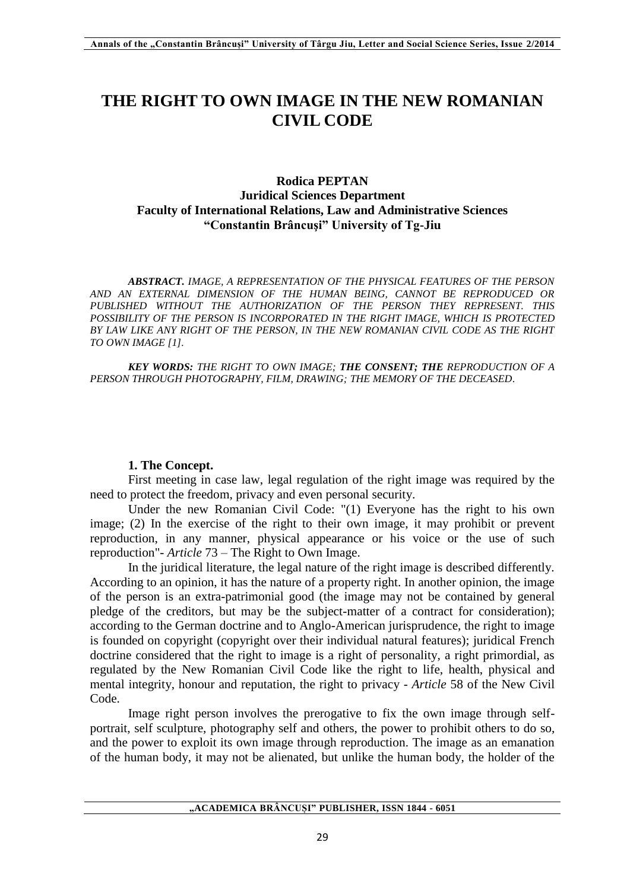# THE RIGHT TO OWN IMAGE IN THE NEW ROMANIAN CIVIL CODE

**Rodica PEPTAN**
**Juridical Sciences Department**
**Faculty of International Relations, Law and Administrative Sciences**
**"Constantin Brâncuşi" University of Tg-Jiu**

***ABSTRACT.*** *IMAGE, A REPRESENTATION OF THE PHYSICAL FEATURES OF THE PERSON AND AN EXTERNAL DIMENSION OF THE HUMAN BEING, CANNOT BE REPRODUCED OR PUBLISHED WITHOUT THE AUTHORIZATION OF THE PERSON THEY REPRESENT. THIS POSSIBILITY OF THE PERSON IS INCORPORATED IN THE RIGHT IMAGE, WHICH IS PROTECTED BY LAW LIKE ANY RIGHT OF THE PERSON, IN THE NEW ROMANIAN CIVIL CODE AS THE RIGHT TO OWN IMAGE [1].*

***KEY WORDS:*** *THE RIGHT TO OWN IMAGE;* ***THE CONSENT; THE*** *REPRODUCTION OF A PERSON THROUGH PHOTOGRAPHY, FILM, DRAWING; THE MEMORY OF THE DECEASED.*

## 1. The Concept.

First meeting in case law, legal regulation of the right image was required by the need to protect the freedom, privacy and even personal security.

Under the new Romanian Civil Code: "(1) Everyone has the right to his own image; (2) In the exercise of the right to their own image, it may prohibit or prevent reproduction, in any manner, physical appearance or his voice or the use of such reproduction"- *Article* 73 – The Right to Own Image.

In the juridical literature, the legal nature of the right image is described differently. According to an opinion, it has the nature of a property right. In another opinion, the image of the person is an extra-patrimonial good (the image may not be contained by general pledge of the creditors, but may be the subject-matter of a contract for consideration); according to the German doctrine and to Anglo-American jurisprudence, the right to image is founded on copyright (copyright over their individual natural features); juridical French doctrine considered that the right to image is a right of personality, a right primordial, as regulated by the New Romanian Civil Code like the right to life, health, physical and mental integrity, honour and reputation, the right to privacy - *Article* 58 of the New Civil Code.

Image right person involves the prerogative to fix the own image through self-portrait, self sculpture, photography self and others, the power to prohibit others to do so, and the power to exploit its own image through reproduction. The image as an emanation of the human body, it may not be alienated, but unlike the human body, the holder of the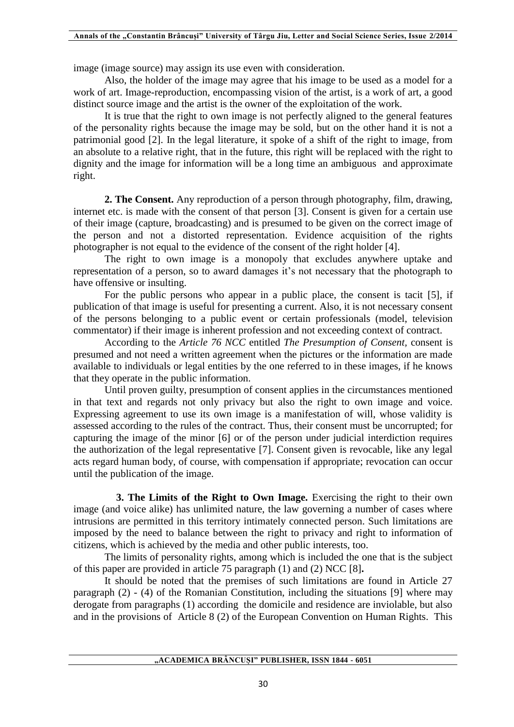image (image source) may assign its use even with consideration.

Also, the holder of the image may agree that his image to be used as a model for a work of art. Image-reproduction, encompassing vision of the artist, is a work of art, a good distinct source image and the artist is the owner of the exploitation of the work.

It is true that the right to own image is not perfectly aligned to the general features of the personality rights because the image may be sold, but on the other hand it is not a patrimonial good [2]. In the legal literature, it spoke of a shift of the right to image, from an absolute to a relative right, that in the future, this right will be replaced with the right to dignity and the image for information will be a long time an ambiguous and approximate right.

**2. The Consent.** Any reproduction of a person through photography, film, drawing, internet etc. is made with the consent of that person [3]. Consent is given for a certain use of their image (capture, broadcasting) and is presumed to be given on the correct image of the person and not a distorted representation. Evidence acquisition of the rights photographer is not equal to the evidence of the consent of the right holder [4].

The right to own image is a monopoly that excludes anywhere uptake and representation of a person, so to award damages it's not necessary that the photograph to have offensive or insulting.

For the public persons who appear in a public place, the consent is tacit [5], if publication of that image is useful for presenting a current. Also, it is not necessary consent of the persons belonging to a public event or certain professionals (model, television commentator) if their image is inherent profession and not exceeding context of contract.

According to the *Article 76 NCC* entitled *The Presumption of Consent*, consent is presumed and not need a written agreement when the pictures or the information are made available to individuals or legal entities by the one referred to in these images, if he knows that they operate in the public information.

Until proven guilty, presumption of consent applies in the circumstances mentioned in that text and regards not only privacy but also the right to own image and voice. Expressing agreement to use its own image is a manifestation of will, whose validity is assessed according to the rules of the contract. Thus, their consent must be uncorrupted; for capturing the image of the minor [6] or of the person under judicial interdiction requires the authorization of the legal representative [7]. Consent given is revocable, like any legal acts regard human body, of course, with compensation if appropriate; revocation can occur until the publication of the image.

**3. The Limits of the Right to Own Image.** Exercising the right to their own image (and voice alike) has unlimited nature, the law governing a number of cases where intrusions are permitted in this territory intimately connected person. Such limitations are imposed by the need to balance between the right to privacy and right to information of citizens, which is achieved by the media and other public interests, too.

The limits of personality rights, among which is included the one that is the subject of this paper are provided in article 75 paragraph (1) and (2) NCC [8]**.**

It should be noted that the premises of such limitations are found in Article 27 paragraph (2) - (4) of the Romanian Constitution, including the situations [9] where may derogate from paragraphs (1) according the domicile and residence are inviolable, but also and in the provisions of Article 8 (2) of the European Convention on Human Rights. This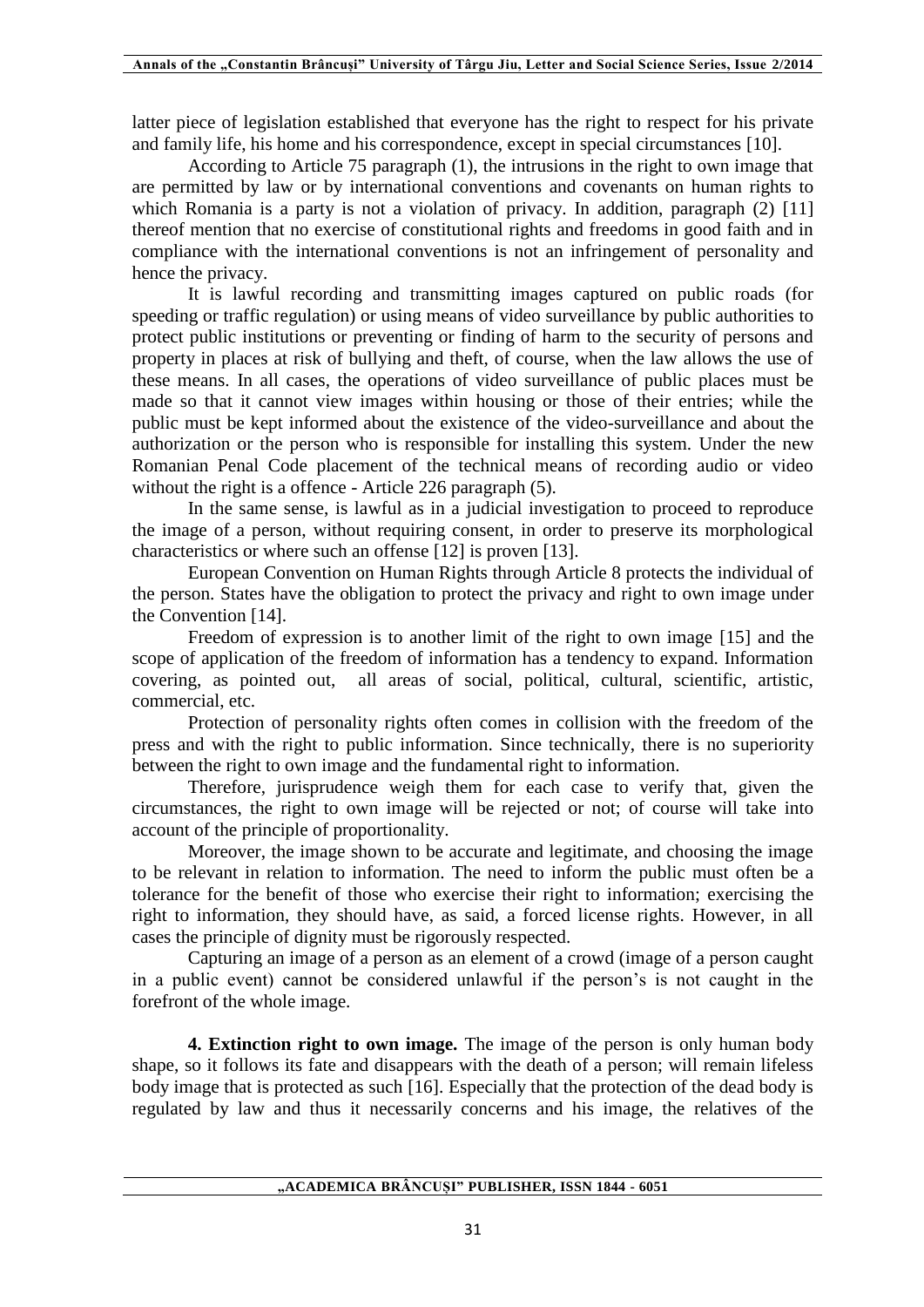latter piece of legislation established that everyone has the right to respect for his private and family life, his home and his correspondence, except in special circumstances [10].

According to Article 75 paragraph (1), the intrusions in the right to own image that are permitted by law or by international conventions and covenants on human rights to which Romania is a party is not a violation of privacy. In addition, paragraph (2) [11] thereof mention that no exercise of constitutional rights and freedoms in good faith and in compliance with the international conventions is not an infringement of personality and hence the privacy.

It is lawful recording and transmitting images captured on public roads (for speeding or traffic regulation) or using means of video surveillance by public authorities to protect public institutions or preventing or finding of harm to the security of persons and property in places at risk of bullying and theft, of course, when the law allows the use of these means. In all cases, the operations of video surveillance of public places must be made so that it cannot view images within housing or those of their entries; while the public must be kept informed about the existence of the video-surveillance and about the authorization or the person who is responsible for installing this system. Under the new Romanian Penal Code placement of the technical means of recording audio or video without the right is a offence - Article 226 paragraph (5).

In the same sense, is lawful as in a judicial investigation to proceed to reproduce the image of a person, without requiring consent, in order to preserve its morphological characteristics or where such an offense [12] is proven [13].

European Convention on Human Rights through Article 8 protects the individual of the person. States have the obligation to protect the privacy and right to own image under the Convention [14].

Freedom of expression is to another limit of the right to own image [15] and the scope of application of the freedom of information has a tendency to expand. Information covering, as pointed out, all areas of social, political, cultural, scientific, artistic, commercial, etc.

Protection of personality rights often comes in collision with the freedom of the press and with the right to public information. Since technically, there is no superiority between the right to own image and the fundamental right to information.

Therefore, jurisprudence weigh them for each case to verify that, given the circumstances, the right to own image will be rejected or not; of course will take into account of the principle of proportionality.

Moreover, the image shown to be accurate and legitimate, and choosing the image to be relevant in relation to information. The need to inform the public must often be a tolerance for the benefit of those who exercise their right to information; exercising the right to information, they should have, as said, a forced license rights. However, in all cases the principle of dignity must be rigorously respected.

Capturing an image of a person as an element of a crowd (image of a person caught in a public event) cannot be considered unlawful if the person's is not caught in the forefront of the whole image.

**4. Extinction right to own image.** The image of the person is only human body shape, so it follows its fate and disappears with the death of a person; will remain lifeless body image that is protected as such [16]. Especially that the protection of the dead body is regulated by law and thus it necessarily concerns and his image, the relatives of the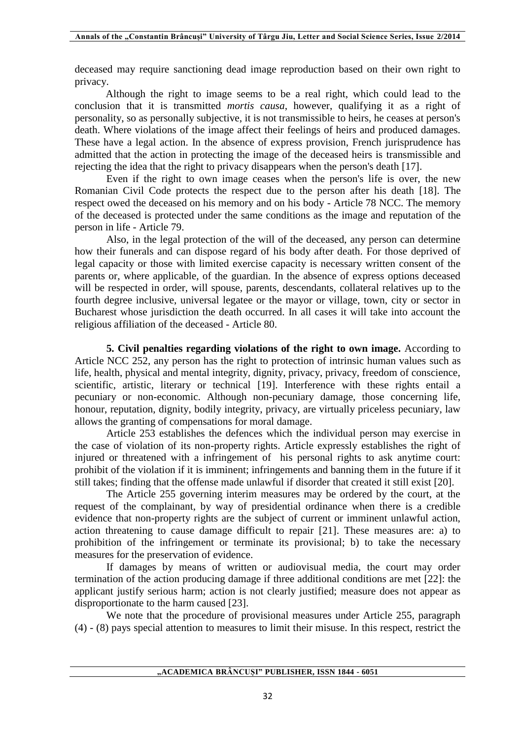deceased may require sanctioning dead image reproduction based on their own right to privacy.

Although the right to image seems to be a real right, which could lead to the conclusion that it is transmitted *mortis causa*, however, qualifying it as a right of personality, so as personally subjective, it is not transmissible to heirs, he ceases at person's death. Where violations of the image affect their feelings of heirs and produced damages. These have a legal action. In the absence of express provision, French jurisprudence has admitted that the action in protecting the image of the deceased heirs is transmissible and rejecting the idea that the right to privacy disappears when the person's death [17].

Even if the right to own image ceases when the person's life is over, the new Romanian Civil Code protects the respect due to the person after his death [18]. The respect owed the deceased on his memory and on his body - Article 78 NCC. The memory of the deceased is protected under the same conditions as the image and reputation of the person in life - Article 79.

Also, in the legal protection of the will of the deceased, any person can determine how their funerals and can dispose regard of his body after death. For those deprived of legal capacity or those with limited exercise capacity is necessary written consent of the parents or, where applicable, of the guardian. In the absence of express options deceased will be respected in order, will spouse, parents, descendants, collateral relatives up to the fourth degree inclusive, universal legatee or the mayor or village, town, city or sector in Bucharest whose jurisdiction the death occurred. In all cases it will take into account the religious affiliation of the deceased - Article 80.

**5. Civil penalties regarding violations of the right to own image.** According to Article NCC 252, any person has the right to protection of intrinsic human values such as life, health, physical and mental integrity, dignity, privacy, privacy, freedom of conscience, scientific, artistic, literary or technical [19]. Interference with these rights entail a pecuniary or non-economic. Although non-pecuniary damage, those concerning life, honour, reputation, dignity, bodily integrity, privacy, are virtually priceless pecuniary, law allows the granting of compensations for moral damage.

Article 253 establishes the defences which the individual person may exercise in the case of violation of its non-property rights. Article expressly establishes the right of injured or threatened with a infringement of his personal rights to ask anytime court: prohibit of the violation if it is imminent; infringements and banning them in the future if it still takes; finding that the offense made unlawful if disorder that created it still exist [20].

The Article 255 governing interim measures may be ordered by the court, at the request of the complainant, by way of presidential ordinance when there is a credible evidence that non-property rights are the subject of current or imminent unlawful action, action threatening to cause damage difficult to repair [21]. These measures are: a) to prohibition of the infringement or terminate its provisional; b) to take the necessary measures for the preservation of evidence.

If damages by means of written or audiovisual media, the court may order termination of the action producing damage if three additional conditions are met [22]: the applicant justify serious harm; action is not clearly justified; measure does not appear as disproportionate to the harm caused [23].

We note that the procedure of provisional measures under Article 255, paragraph (4) - (8) pays special attention to measures to limit their misuse. In this respect, restrict the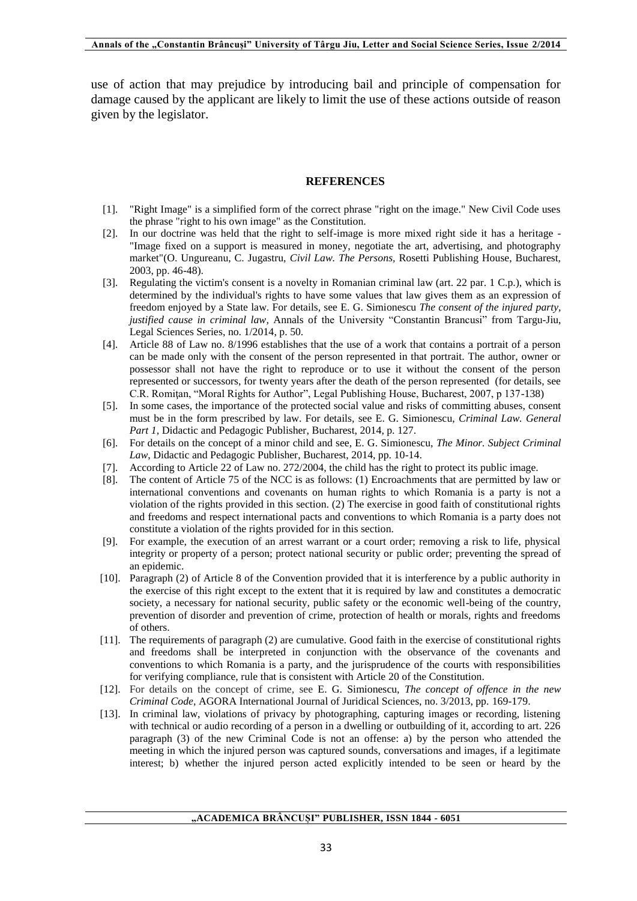use of action that may prejudice by introducing bail and principle of compensation for damage caused by the applicant are likely to limit the use of these actions outside of reason given by the legislator.

## REFERENCES

[1]. "Right Image" is a simplified form of the correct phrase "right on the image." New Civil Code uses the phrase "right to his own image" as the Constitution.

[2]. In our doctrine was held that the right to self-image is more mixed right side it has a heritage - "Image fixed on a support is measured in money, negotiate the art, advertising, and photography market"(O. Ungureanu, C. Jugastru, *Civil Law. The Persons*, Rosetti Publishing House, Bucharest, 2003, pp. 46-48).

[3]. Regulating the victim's consent is a novelty in Romanian criminal law (art. 22 par. 1 C.p.), which is determined by the individual's rights to have some values that law gives them as an expression of freedom enjoyed by a State law. For details, see E. G. Simionescu *The consent of the injured party, justified cause in criminal law,* Annals of the University "Constantin Brancusi" from Targu-Jiu, Legal Sciences Series, no. 1/2014, p. 50.

[4]. Article 88 of Law no. 8/1996 establishes that the use of a work that contains a portrait of a person can be made only with the consent of the person represented in that portrait. The author, owner or possessor shall not have the right to reproduce or to use it without the consent of the person represented or successors, for twenty years after the death of the person represented (for details, see C.R. Romițan, "Moral Rights for Author", Legal Publishing House, Bucharest, 2007, p 137-138)

[5]. In some cases, the importance of the protected social value and risks of committing abuses, consent must be in the form prescribed by law. For details, see E. G. Simionescu, *Criminal Law. General Part 1*, Didactic and Pedagogic Publisher, Bucharest, 2014, p. 127.

[6]. For details on the concept of a minor child and see, E. G. Simionescu, *The Minor. Subject Criminal Law*, Didactic and Pedagogic Publisher, Bucharest, 2014, pp. 10-14.

[7]. According to Article 22 of Law no. 272/2004, the child has the right to protect its public image.

[8]. The content of Article 75 of the NCC is as follows: (1) Encroachments that are permitted by law or international conventions and covenants on human rights to which Romania is a party is not a violation of the rights provided in this section. (2) The exercise in good faith of constitutional rights and freedoms and respect international pacts and conventions to which Romania is a party does not constitute a violation of the rights provided for in this section.

[9]. For example, the execution of an arrest warrant or a court order; removing a risk to life, physical integrity or property of a person; protect national security or public order; preventing the spread of an epidemic.

[10]. Paragraph (2) of Article 8 of the Convention provided that it is interference by a public authority in the exercise of this right except to the extent that it is required by law and constitutes a democratic society, a necessary for national security, public safety or the economic well-being of the country, prevention of disorder and prevention of crime, protection of health or morals, rights and freedoms of others.

[11]. The requirements of paragraph (2) are cumulative. Good faith in the exercise of constitutional rights and freedoms shall be interpreted in conjunction with the observance of the covenants and conventions to which Romania is a party, and the jurisprudence of the courts with responsibilities for verifying compliance, rule that is consistent with Article 20 of the Constitution.

[12]. For details on the concept of crime, see E. G. Simionescu, *The concept of offence in the new Criminal Code*, AGORA International Journal of Juridical Sciences, no. 3/2013, pp. 169-179.

[13]. In criminal law, violations of privacy by photographing, capturing images or recording, listening with technical or audio recording of a person in a dwelling or outbuilding of it, according to art. 226 paragraph (3) of the new Criminal Code is not an offense: a) by the person who attended the meeting in which the injured person was captured sounds, conversations and images, if a legitimate interest; b) whether the injured person acted explicitly intended to be seen or heard by the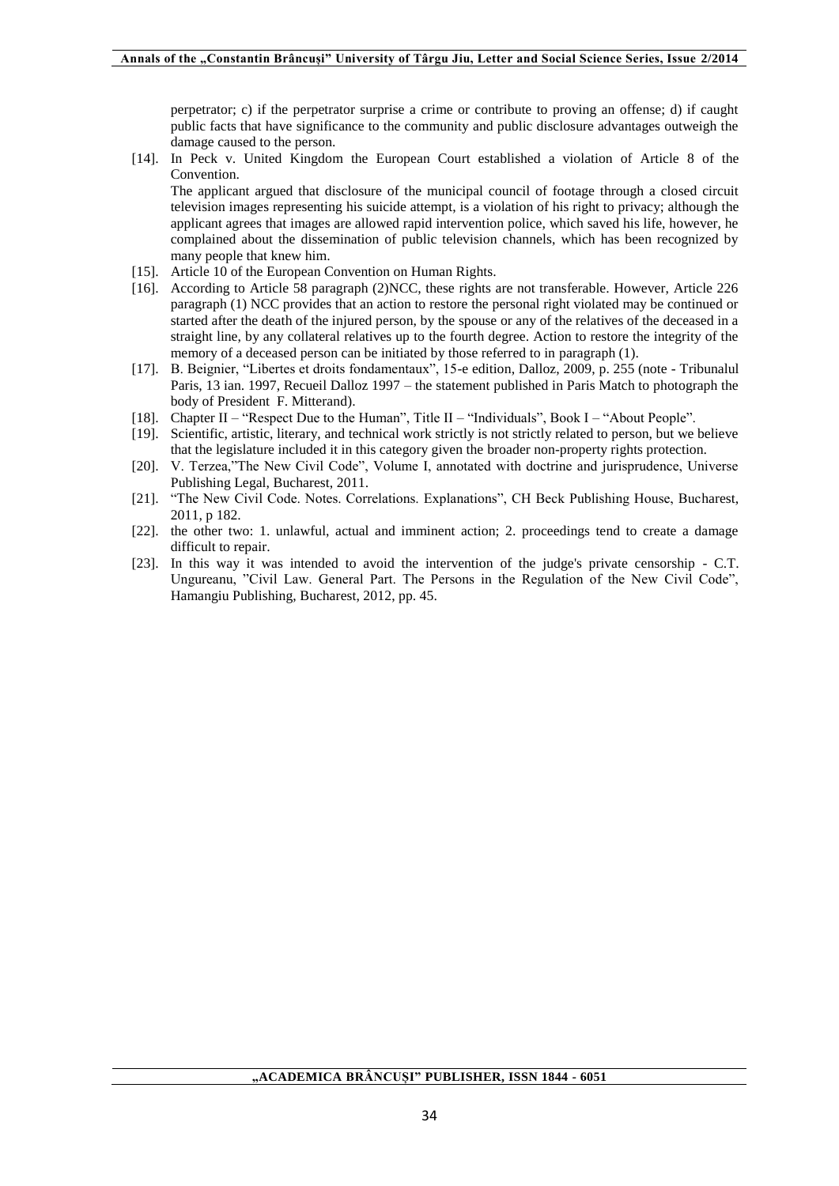perpetrator; c) if the perpetrator surprise a crime or contribute to proving an offense; d) if caught public facts that have significance to the community and public disclosure advantages outweigh the damage caused to the person.

[14]. In Peck v. United Kingdom the European Court established a violation of Article 8 of the Convention.
The applicant argued that disclosure of the municipal council of footage through a closed circuit television images representing his suicide attempt, is a violation of his right to privacy; although the applicant agrees that images are allowed rapid intervention police, which saved his life, however, he complained about the dissemination of public television channels, which has been recognized by many people that knew him.

[15]. Article 10 of the European Convention on Human Rights.

[16]. According to Article 58 paragraph (2)NCC, these rights are not transferable. However, Article 226 paragraph (1) NCC provides that an action to restore the personal right violated may be continued or started after the death of the injured person, by the spouse or any of the relatives of the deceased in a straight line, by any collateral relatives up to the fourth degree. Action to restore the integrity of the memory of a deceased person can be initiated by those referred to in paragraph (1).

[17]. B. Beignier, "Libertes et droits fondamentaux", 15-e edition, Dalloz, 2009, p. 255 (note - Tribunalul Paris, 13 ian. 1997, Recueil Dalloz 1997 – the statement published in Paris Match to photograph the body of President F. Mitterand).

[18]. Chapter II – "Respect Due to the Human", Title II – "Individuals", Book I – "About People".

[19]. Scientific, artistic, literary, and technical work strictly is not strictly related to person, but we believe that the legislature included it in this category given the broader non-property rights protection.

[20]. V. Terzea,"The New Civil Code", Volume I, annotated with doctrine and jurisprudence, Universe Publishing Legal, Bucharest, 2011.

[21]. "The New Civil Code. Notes. Correlations. Explanations", CH Beck Publishing House, Bucharest, 2011, p 182.

[22]. the other two: 1. unlawful, actual and imminent action; 2. proceedings tend to create a damage difficult to repair.

[23]. In this way it was intended to avoid the intervention of the judge's private censorship - C.T. Ungureanu, "Civil Law. General Part. The Persons in the Regulation of the New Civil Code", Hamangiu Publishing, Bucharest, 2012, pp. 45.